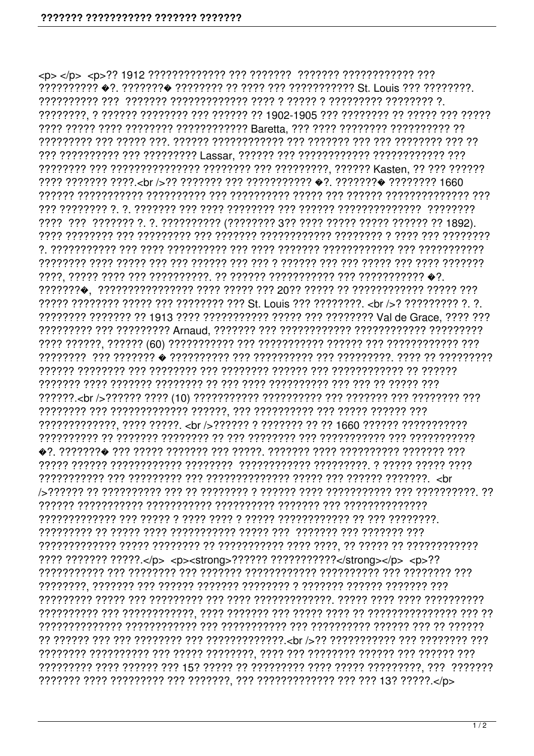<p> </p> <p>?? 1912 ????????????? ??? ??????? ??????? ??????????? ??? ?????????? �?. ???????� ???????? ?? ???? ??? ??????????? St. Louis ??? ????????. ?????????? ??? ??????? ????????????? ???? ? ????? ? ????????? ???????? ?. ????????, ? ?????? ???????? ??? ?????? ?? 1902-1905 ??? ???????? ?? ????? ??? ????? ???? ????? ???? ???????? ???????????? Baretta, ??? ???? ???????? ?????????? ?? ????????? ??? ????? ???. ?????? ???????????? ??? ??????? ??? ??? ???????? ??? ?? ??? ?????????? ??? ????????? Lassar, ?????? ??? ???????????? ???????????? ??? ???????? ??? ??????????????? ???????? ??? ?????????, ?????? Kasten, ?? ??? ?????? ???? ??????? ????.<br />?? ??????? ??? ??????????? �?. ???????� ???????? 1660 ?????? ??????????? ?????????? ??? ?????????? ????? ??? ?????? ?????????????? ??? ??? ???????? ?. ?. ??????? ??? ???? ???????? ??? ?????? ?????????????? ???????? ???? ??? ??????? ?. ?. ?????????? (???????? 3?? ???? ????? ????? ?????? ?? 1892). ???? ???????? ??? ????????? ??? ??????? ???????????? ???????? ? ???? ??? ???????? ?. ??????????? ??? ???? ?????????? ??? ???? ??????? ???????????? ??? ??????????? ???????? ???? ????? ??? ??? ?????? ??? ??? ? ?????? ??? ??? ????? ??? ???? ??????? ????, ????? ???? ??? ??????????. ?? ?????? ??????????? ??? ??????????? �?. ???????�, ???????????????? ???? ????? ??? 20?? ????? ?? ???????????? ????? ??? ????? ???????? ????? ??? ???????? ??? St. Louis ??? ????????. <br />? ????????? ?. ?. ???????? ??????? ?? 1913 ???? ??????????? ????? ??? ???????? Val de Grace, ???? ??? ????????? ??? ????????? Arnaud, ??????? ??? ???????????? ??????????? ????????? ???? ??????, ?????? (60) ??????????? ??? ??????????? ?????? ??? ???????????? ??? ???????? ??? ??????? � ?????????? ??? ?????????? ??? ?????????. ???? ?? ????????? ?????? ???????? ??? ???????? ??? ???????? ?????? ??? ??????????? ?? ?????? ??????? ???? ??????? ???????? ?? ??? ???? ?????????? ??? ??? ?? ????? ??? ??????.<br />?????? ???? (10) ??????????? ?????????? ??? ??????? ??? ???????? ??? ???????? ??? ????????????? ??????, ??? ?????????? ??? ????? ?????? ??? ?????????????, ???? ?????. <br />?????? ? ??????? ?? ?? 1660 ?????? ??????????? ?????????? ?? ??????? ???????? ?? ??? ???????? ??? ??????????? ??? ??????????? �?. ???????� ??? ????? ??????? ??? ?????. ??????? ???? ?????????? ??????? ??? ????? ?????? ???????????? ???????? ??????????? ?????????. ? ????? ????? ???? ??????????? ??? ????????? ??? ?????????????? ????? ??? ?????? ???????. <br />?????? ?? ?????????? ??? ?? ???????? ? ?????? ???? ??????????? ??? ??????????. ?? ?????? ?????????? ?????????? ?????????? ??????? ??? ?????????????? ????????????? ??? ????? ? ???? ???? ? ????? ??????????? ?? ??? ????????. ????????? ?? ????? ???? ??????????? ????? ??? ??????? ??? ??????? ??? ????????????? ????? ???????? ?? ??????????? ???? ????, ?? ????? ?? ???????????? ???? ??????? ?????.</p> <p><strong>?????? ??????????</strong></p> <p>?? ??????????? ??? ???????? ??? ??????? ??????????? ?????????? ??? ???????? ??? ????????, ??????? ??? ?????? ??????? ???????? ? ??????? ?????? ??????? ??? ????????? ????? ??? ????????? ??? ???? ?????????????. ????? ???? ???? ?????????? ?????????? ??? ????????????, ???? ??????? ??? ????? ???? ?? ??????????????? ??? ?? ????????????? ???????????? ??? ??????????? ??? ?????????? ?????? ??? ?? ?????? ?? ?????? ??? ??? ???????? ??? ?????????????.<br />?? ??????????? ??? ???????? ??? ???????? ?????????? ??? ????? ????????, ???? ??? ???????? ?????? ??? ?????? ??? ????????? ???? ?????? ??? 15? ????? ?? ????????? ???? ????? ?????????, ??? ??????? ??????? ???? ????????? ??? ???????, ??? ????????????? ??? ??? 13? ?????.</p>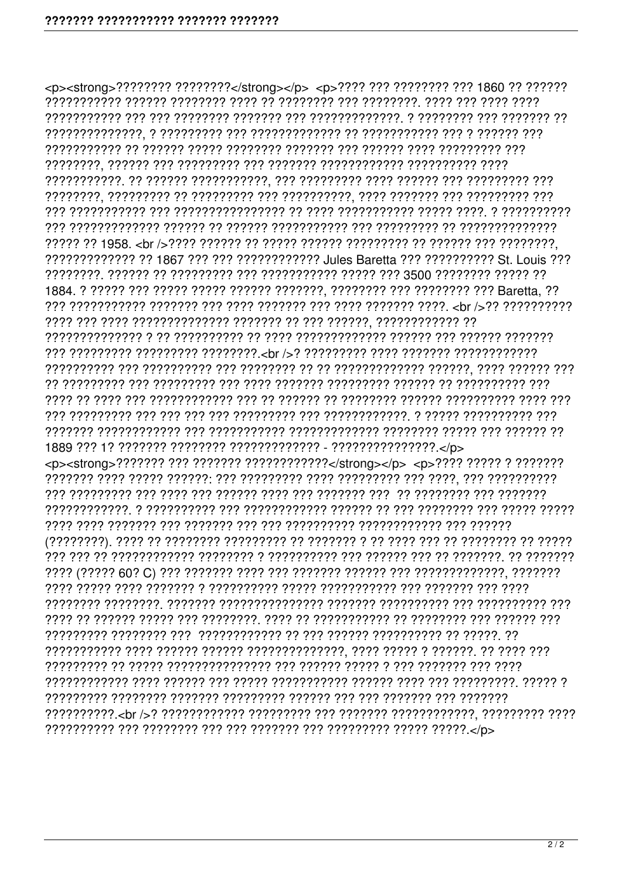<p><strong>???????? ????????</strong></p> <p>???? ??? ???????? ??? 1860 ?? ?????? ??????????? ?????? ???????? ???? ?? ???????? ??? ????????. ???? ??? ???? ???? ??????????? ??? ??? ???????? ??????? ??? ?????????????. ? ???????? ??? ??????? ?? ??????????????, ? ????????? ??? ????????????? ?? ??????????? ??? ? ?????? ??? ??????????? ?? ?????? ????? ???????? ??????? ??? ?????? ???? ????????? ??? ????????, ?????? ??? ????????? ??? ??????? ???????????? ?????????? ???? ???????????. ?? ?????? ???????????, ??? ????????? ???? ?????? ??? ????????? ??? ????????, ????????? ?? ????????? ??? ??????????, ???? ??????? ??? ????????? ??? ??? ??????????? ??? ???????????????? ?? ???? ??????????? ????? ????. ? ?????????? ??? ????????????? ?????? ?? ?????? ??????????? ??? ????????? ?? ?????????????? ????? ?? 1958. <br />???? ?????? ?? ????? ?????? ????????? ?? ?????? ??? ????????, ????????????? ?? 1867 ??? ??? ???????????? Jules Baretta ??? ?????????? St. Louis ??? ????????. ?????? ?? ????????? ??? ??????????? ????? ??? 3500 ???????? ????? ?? 1884. ? ????? ??? ????? ????? ?????? ???????, ???????? ??? ???????? ??? Baretta, ?? ??? ??????????? ??????? ??? ???? ??????? ??? ???? ??????? ????. <br />?? ?????????? ???? ??? ???? ?????????????? ??????? ?? ??? ??????, ???????????? ?? ?????????????? ? ?? ?????????? ?? ???? ????????????? ?????? ??? ?????? ??????? ??? ????????? ????????? ????????.<br />? ????????? ???? ??????? ???????????? ?????????? ??? ?????????? ??? ???????? ?? ?? ????????????? ??????, ???? ?????? ??? ?? ????????? ??? ????????? ??? ???? ??????? ????????? ?????? ?? ?????????? ??? ???? ?? ???? ??? ???????????? ??? ?? ?????? ?? ???????? ?????? ?????????? ???? ??? ??? ????????? ??? ??? ??? ??? ????????? ??? ????????????. ? ????? ?????????? ??? ??????? ???????????? ??? ??????????? ????????????? ???????? ????? ??? ?????? ?? 1889 ??? 1? ??????? ???????? ?????????????? - ???????????????.</p>
<p><strong>??????? ??? ??????? ????????????</strong></p> <p>???? ????? ? ??????? ??????? ???? ????? ??????: ??? ????????? ???? ????????? ??? ????, ??? ?????????? ??? ????????? ??? ???? ??? ?????? ???? ??? ??????? ???  ?? ???????? ??? ??????? ????????????. ? ?????????? ??? ???????????? ?????? ?? ??? ???????? ??? ????? ????? ???? ???? ??????? ??? ??????? ??? ??? ?????????? ???????????? ??? ?????? (????????). ???? ?? ???????? ????????? ?? ??????? ? ?? ???? ??? ?? ???????? ?? ????? ??? ??? ?? ??????????? ???????? ? ?????????? ??? ?????? ??? ?? ???????. ?? ??????? ???? (????? 60? C) ??? ??????? ???? ??? ??????? ?????? ??? ?????????????, ??????? ???? ????? ???? ??????? ? ?????????? ????? ??????????? ??? ??????? ??? ???? ???????? ????????. ??????? ?????????????? ??????? ?????????? ??? ?????????? ??? ???? ?? ?????? ????? ??? ????????. ???? ?? ??????????? ?? ???????? ??? ?????? ??? ????????? ???????? ???  ???????????? ?? ??? ?????? ?????????? ?? ?????. ?? ??????????? ???? ?????? ?????? ??????????????, ???? ????? ? ??????. ?? ???? ??? ????????? ?? ????? ??????????????? ??? ?????? ????? ? ??? ??????? ??? ???? ???????????? ???? ?????? ??? ????? ??????????? ?????? ???? ??? ?????????. ????? ? ????????? ???????? ??????? ????????? ?????? ??? ??? ??????? ??? ??????? ??????????.<br />? ???????????? ????????? ??? ??????? ????????????, ????????? ???? ?????????? ??? ???????? ??? ??? ??????? ??? ????????? ????? ?????.</p>